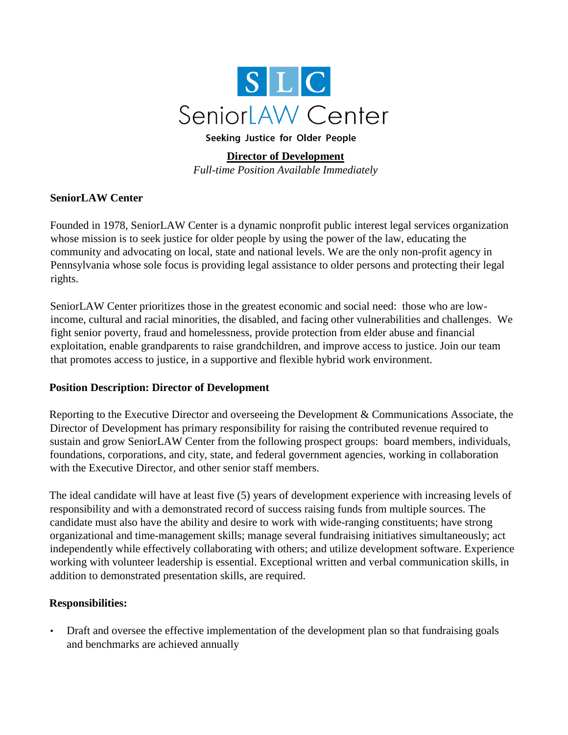S L C

SeniorLAW Center

**Seeking Justice for Older People**

**Director of Development**

*Full-time Position Available Immediately*

**SeniorLAW Center**

Founded in 1978, SeniorLAW Center is a dynamic nonprofit public interest legal services organization whose mission is to seek justice for older people by using the power of the law, educating the community and advocating on local, state and national levels. We are the only non-profit agency in Pennsylvania whose sole focus is providing legal assistance to older persons and protecting their legal rights.

SeniorLAW Center prioritizes those in the greatest economic and social need: those who are low-income, cultural and racial minorities, the disabled, and facing other vulnerabilities and challenges. We fight senior poverty, fraud and homelessness, provide protection from elder abuse and financial exploitation, enable grandparents to raise grandchildren, and improve access to justice. Join our team that promotes access to justice, in a supportive and flexible hybrid work environment.

**Position Description: Director of Development**

Reporting to the Executive Director and overseeing the Development & Communications Associate, the Director of Development has primary responsibility for raising the contributed revenue required to sustain and grow SeniorLAW Center from the following prospect groups: board members, individuals, foundations, corporations, and city, state, and federal government agencies, working in collaboration with the Executive Director, and other senior staff members.

The ideal candidate will have at least five (5) years of development experience with increasing levels of responsibility and with a demonstrated record of success raising funds from multiple sources. The candidate must also have the ability and desire to work with wide-ranging constituents; have strong organizational and time-management skills; manage several fundraising initiatives simultaneously; act independently while effectively collaborating with others; and utilize development software. Experience working with volunteer leadership is essential. Exceptional written and verbal communication skills, in addition to demonstrated presentation skills, are required.

**Responsibilities:**

- Draft and oversee the effective implementation of the development plan so that fundraising goals and benchmarks are achieved annually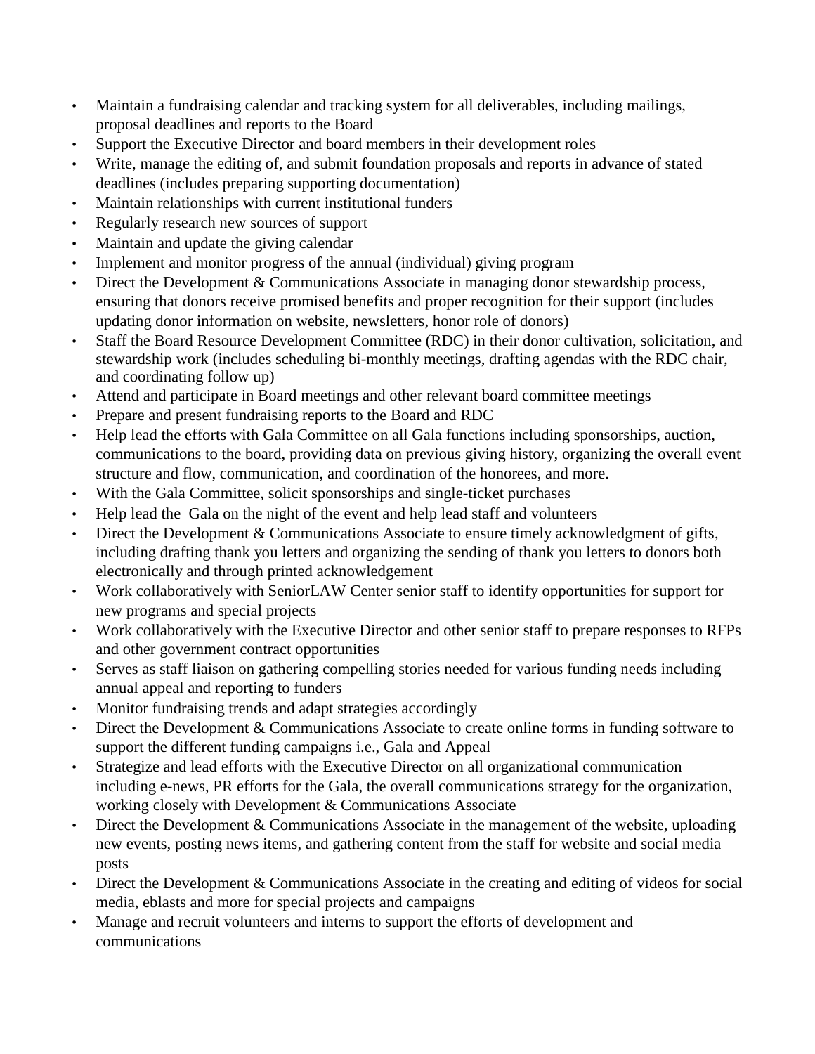- Maintain a fundraising calendar and tracking system for all deliverables, including mailings, proposal deadlines and reports to the Board
- Support the Executive Director and board members in their development roles
- Write, manage the editing of, and submit foundation proposals and reports in advance of stated deadlines (includes preparing supporting documentation)
- Maintain relationships with current institutional funders
- Regularly research new sources of support
- Maintain and update the giving calendar
- Implement and monitor progress of the annual (individual) giving program
- Direct the Development & Communications Associate in managing donor stewardship process, ensuring that donors receive promised benefits and proper recognition for their support (includes updating donor information on website, newsletters, honor role of donors)
- Staff the Board Resource Development Committee (RDC) in their donor cultivation, solicitation, and stewardship work (includes scheduling bi-monthly meetings, drafting agendas with the RDC chair, and coordinating follow up)
- Attend and participate in Board meetings and other relevant board committee meetings
- Prepare and present fundraising reports to the Board and RDC
- Help lead the efforts with Gala Committee on all Gala functions including sponsorships, auction, communications to the board, providing data on previous giving history, organizing the overall event structure and flow, communication, and coordination of the honorees, and more.
- With the Gala Committee, solicit sponsorships and single-ticket purchases
- Help lead the Gala on the night of the event and help lead staff and volunteers
- Direct the Development & Communications Associate to ensure timely acknowledgment of gifts, including drafting thank you letters and organizing the sending of thank you letters to donors both electronically and through printed acknowledgement
- Work collaboratively with SeniorLAW Center senior staff to identify opportunities for support for new programs and special projects
- Work collaboratively with the Executive Director and other senior staff to prepare responses to RFPs and other government contract opportunities
- Serves as staff liaison on gathering compelling stories needed for various funding needs including annual appeal and reporting to funders
- Monitor fundraising trends and adapt strategies accordingly
- Direct the Development & Communications Associate to create online forms in funding software to support the different funding campaigns i.e., Gala and Appeal
- Strategize and lead efforts with the Executive Director on all organizational communication including e-news, PR efforts for the Gala, the overall communications strategy for the organization, working closely with Development & Communications Associate
- Direct the Development & Communications Associate in the management of the website, uploading new events, posting news items, and gathering content from the staff for website and social media posts
- Direct the Development & Communications Associate in the creating and editing of videos for social media, eblasts and more for special projects and campaigns
- Manage and recruit volunteers and interns to support the efforts of development and communications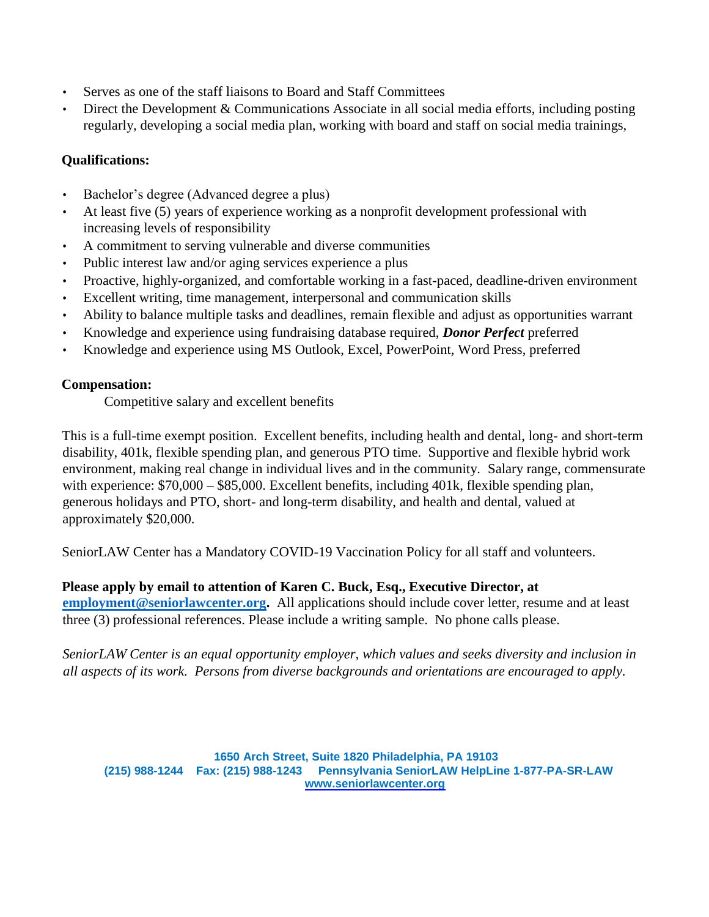- Serves as one of the staff liaisons to Board and Staff Committees
- Direct the Development & Communications Associate in all social media efforts, including posting regularly, developing a social media plan, working with board and staff on social media trainings,

**Qualifications:**

- Bachelor's degree (Advanced degree a plus)
- At least five (5) years of experience working as a nonprofit development professional with increasing levels of responsibility
- A commitment to serving vulnerable and diverse communities
- Public interest law and/or aging services experience a plus
- Proactive, highly-organized, and comfortable working in a fast-paced, deadline-driven environment
- Excellent writing, time management, interpersonal and communication skills
- Ability to balance multiple tasks and deadlines, remain flexible and adjust as opportunities warrant
- Knowledge and experience using fundraising database required, ***Donor Perfect*** preferred
- Knowledge and experience using MS Outlook, Excel, PowerPoint, Word Press, preferred

**Compensation:**

Competitive salary and excellent benefits

This is a full-time exempt position. Excellent benefits, including health and dental, long- and short-term disability, 401k, flexible spending plan, and generous PTO time. Supportive and flexible hybrid work environment, making real change in individual lives and in the community. Salary range, commensurate with experience: $70,000 – $85,000. Excellent benefits, including 401k, flexible spending plan, generous holidays and PTO, short- and long-term disability, and health and dental, valued at approximately $20,000.

SeniorLAW Center has a Mandatory COVID-19 Vaccination Policy for all staff and volunteers.

**Please apply by email to attention of Karen C. Buck, Esq., Executive Director, at employment@seniorlawcenter.org.** All applications should include cover letter, resume and at least three (3) professional references. Please include a writing sample. No phone calls please.

*SeniorLAW Center is an equal opportunity employer, which values and seeks diversity and inclusion in all aspects of its work. Persons from diverse backgrounds and orientations are encouraged to apply.*

**1650 Arch Street, Suite 1820 Philadelphia, PA 19103**
**(215) 988-1244 Fax: (215) 988-1243 Pennsylvania SeniorLAW HelpLine 1-877-PA-SR-LAW**
**www.seniorlawcenter.org**